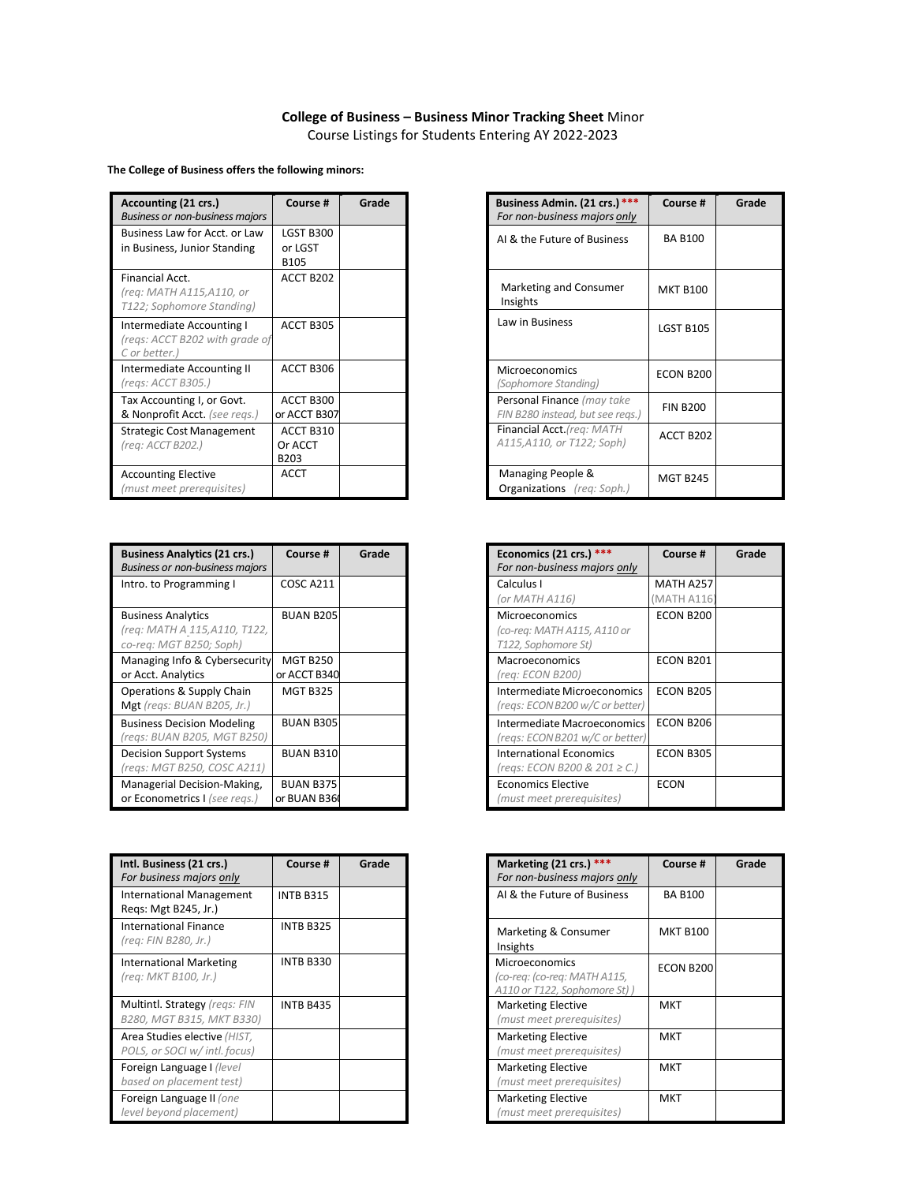# College of Business – Business Minor Tracking Sheet Minor

Course Listings for Students Entering AY 2022-2023

**The College of Business offers the following minors:**

| **Accounting (21 crs.)** *Business or non-business majors* | **Course #** | **Grade** |
|---|---|---|
| Business Law for Acct. or Law in Business, Junior Standing | LGST B300 or LGST B105 | |
| Financial Acct. *(req: MATH A115,A110, or T122; Sophomore Standing)* | ACCT B202 | |
| Intermediate Accounting I *(reqs: ACCT B202 with grade of C or better.)* | ACCT B305 | |
| Intermediate Accounting II *(reqs: ACCT B305.)* | ACCT B306 | |
| Tax Accounting I, or Govt. & Nonprofit Acct. *(see reqs.)* | ACCT B300 or ACCT B307 | |
| Strategic Cost Management *(req: ACCT B202.)* | ACCT B310 Or ACCT B203 | |
| Accounting Elective *(must meet prerequisites)* | ACCT | |

| **Business Admin. (21 crs.)** *** *For non-business majors only* | **Course #** | **Grade** |
|---|---|---|
| AI & the Future of Business | BA B100 | |
| Marketing and Consumer Insights | MKT B100 | |
| Law in Business | LGST B105 | |
| Microeconomics *(Sophomore Standing)* | ECON B200 | |
| Personal Finance *(may take FIN B280 instead, but see reqs.)* | FIN B200 | |
| Financial Acct. *(req: MATH A115,A110, or T122; Soph)* | ACCT B202 | |
| Managing People & Organizations *(req: Soph.)* | MGT B245 | |

| **Business Analytics (21 crs.)** *Business or non-business majors* | **Course #** | **Grade** |
|---|---|---|
| Intro. to Programming I | COSC A211 | |
| Business Analytics *(req: MATH A 115,A110, T122, co-req: MGT B250; Soph)* | BUAN B205 | |
| Managing Info & Cybersecurity or Acct. Analytics | MGT B250 or ACCT B340 | |
| Operations & Supply Chain Mgt *(reqs: BUAN B205, Jr.)* | MGT B325 | |
| Business Decision Modeling *(reqs: BUAN B205, MGT B250)* | BUAN B305 | |
| Decision Support Systems *(reqs: MGT B250, COSC A211)* | BUAN B310 | |
| Managerial Decision-Making, or Econometrics I *(see reqs.)* | BUAN B375 or BUAN B36( | |

| **Economics (21 crs.)** *** *For non-business majors only* | **Course #** | **Grade** |
|---|---|---|
| Calculus I *(or MATH A116)* | MATH A257 (MATH A116) | |
| Microeconomics *(co-req: MATH A115, A110 or T122, Sophomore St)* | ECON B200 | |
| Macroeconomics *(req: ECON B200)* | ECON B201 | |
| Intermediate Microeconomics *(reqs: ECON B200 w/C or better)* | ECON B205 | |
| Intermediate Macroeconomics *(reqs: ECON B201 w/C or better)* | ECON B206 | |
| International Economics *(reqs: ECON B200 & 201 ≥ C.)* | ECON B305 | |
| Economics Elective *(must meet prerequisites)* | ECON | |

| **Intl. Business (21 crs.)** *For business majors only* | **Course #** | **Grade** |
|---|---|---|
| International Management Reqs: Mgt B245, Jr.) | INTB B315 | |
| International Finance *(req: FIN B280, Jr.)* | INTB B325 | |
| International Marketing *(req: MKT B100, Jr.)* | INTB B330 | |
| Multintl. Strategy *(reqs: FIN B280, MGT B315, MKT B330)* | INTB B435 | |
| Area Studies elective *(HIST, POLS, or SOCI w/ intl. focus)* | | |
| Foreign Language I *(level based on placement test)* | | |
| Foreign Language II *(one level beyond placement)* | | |

| **Marketing (21 crs.)** *** *For non-business majors only* | **Course #** | **Grade** |
|---|---|---|
| AI & the Future of Business | BA B100 | |
| Marketing & Consumer Insights | MKT B100 | |
| Microeconomics *(co-req: (co-req: MATH A115, A110 or T122, Sophomore St) )* | ECON B200 | |
| Marketing Elective *(must meet prerequisites)* | MKT | |
| Marketing Elective *(must meet prerequisites)* | MKT | |
| Marketing Elective *(must meet prerequisites)* | MKT | |
| Marketing Elective *(must meet prerequisites)* | MKT | |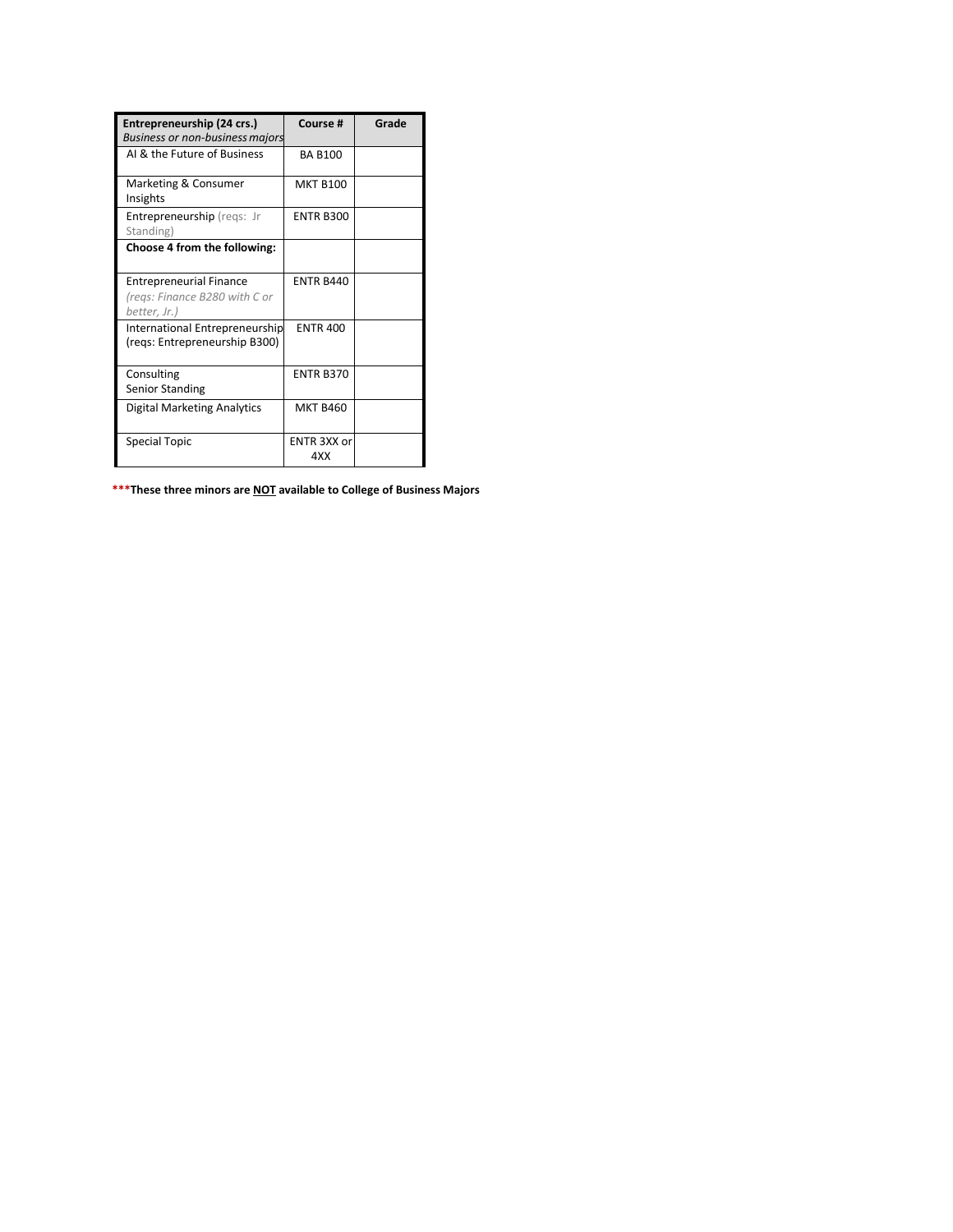| Entrepreneurship (24 crs.) *Business or non-business majors* | Course # | Grade |
|---|---|---|
| AI & the Future of Business | BA B100 | |
| Marketing & Consumer Insights | MKT B100 | |
| Entrepreneurship (reqs: Jr Standing) | ENTR B300 | |
| **Choose 4 from the following:** | | |
| Entrepreneurial Finance *(reqs: Finance B280 with C or better, Jr.)* | ENTR B440 | |
| International Entrepreneurship (reqs: Entrepreneurship B300) | ENTR 400 | |
| Consulting Senior Standing | ENTR B370 | |
| Digital Marketing Analytics | MKT B460 | |
| Special Topic | ENTR 3XX or 4XX | |

*****These three minors are NOT available to College of Business Majors**